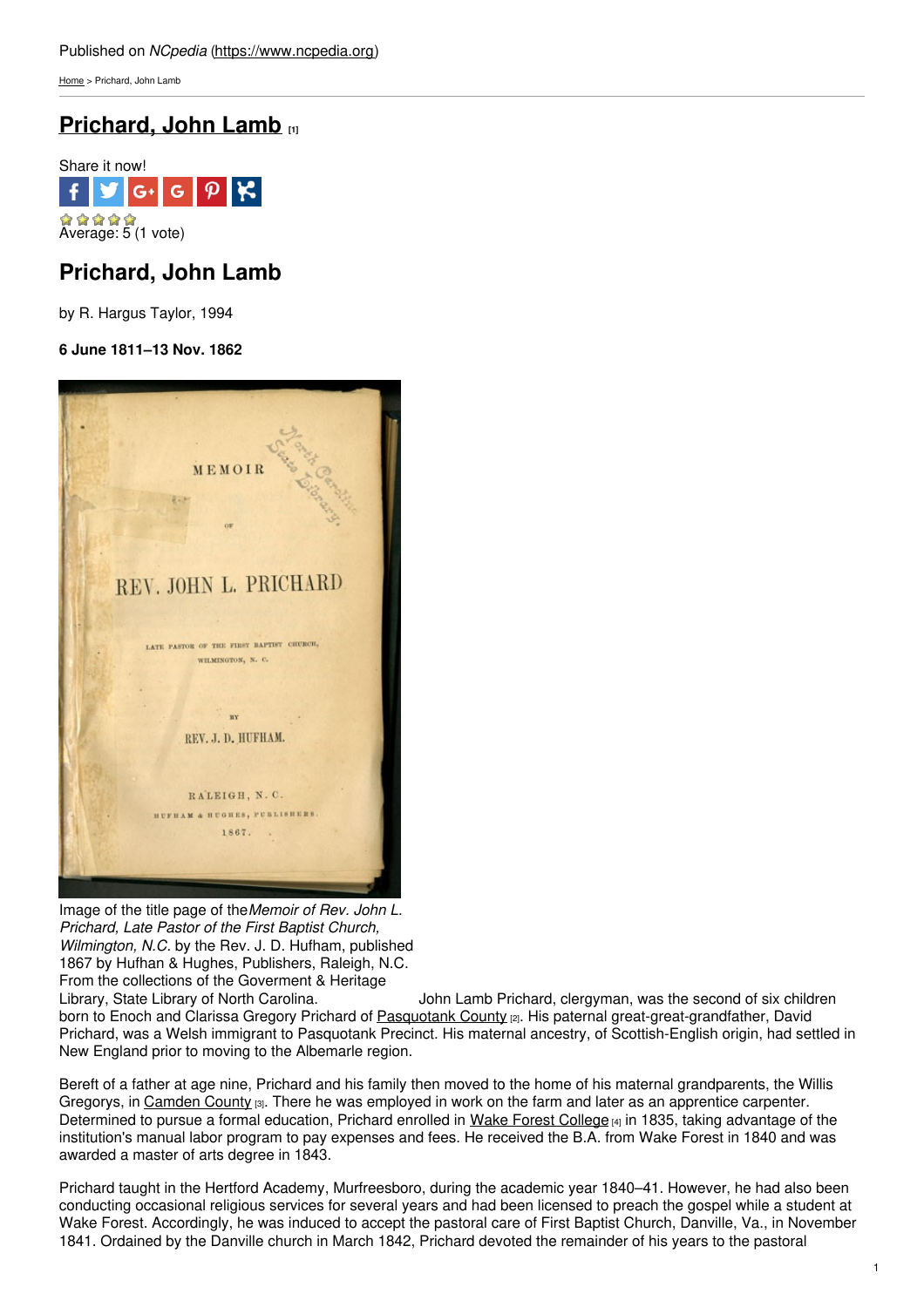Published on *NCpedia* (https://www.ncpedia.org)

Home > Prichard, John Lamb

# Prichard, John Lamb [1]

Share it now!

Average: 5 (1 vote)

## Prichard, John Lamb

by R. Hargus Taylor, 1994

**6 June 1811–13 Nov. 1862**

Image of the title page of the *Memoir of Rev. John L. Prichard, Late Pastor of the First Baptist Church, Wilmington, N.C.* by the Rev. J. D. Hufham, published 1867 by Hufhan & Hughes, Publishers, Raleigh, N.C. From the collections of the Goverment & Heritage Library, State Library of North Carolina.

John Lamb Prichard, clergyman, was the second of six children born to Enoch and Clarissa Gregory Prichard of Pasquotank County [2]. His paternal great-great-grandfather, David Prichard, was a Welsh immigrant to Pasquotank Precinct. His maternal ancestry, of Scottish-English origin, had settled in New England prior to moving to the Albemarle region.

Bereft of a father at age nine, Prichard and his family then moved to the home of his maternal grandparents, the Willis Gregorys, in Camden County [3]. There he was employed in work on the farm and later as an apprentice carpenter. Determined to pursue a formal education, Prichard enrolled in Wake Forest College [4] in 1835, taking advantage of the institution's manual labor program to pay expenses and fees. He received the B.A. from Wake Forest in 1840 and was awarded a master of arts degree in 1843.

Prichard taught in the Hertford Academy, Murfreesboro, during the academic year 1840–41. However, he had also been conducting occasional religious services for several years and had been licensed to preach the gospel while a student at Wake Forest. Accordingly, he was induced to accept the pastoral care of First Baptist Church, Danville, Va., in November 1841. Ordained by the Danville church in March 1842, Prichard devoted the remainder of his years to the pastoral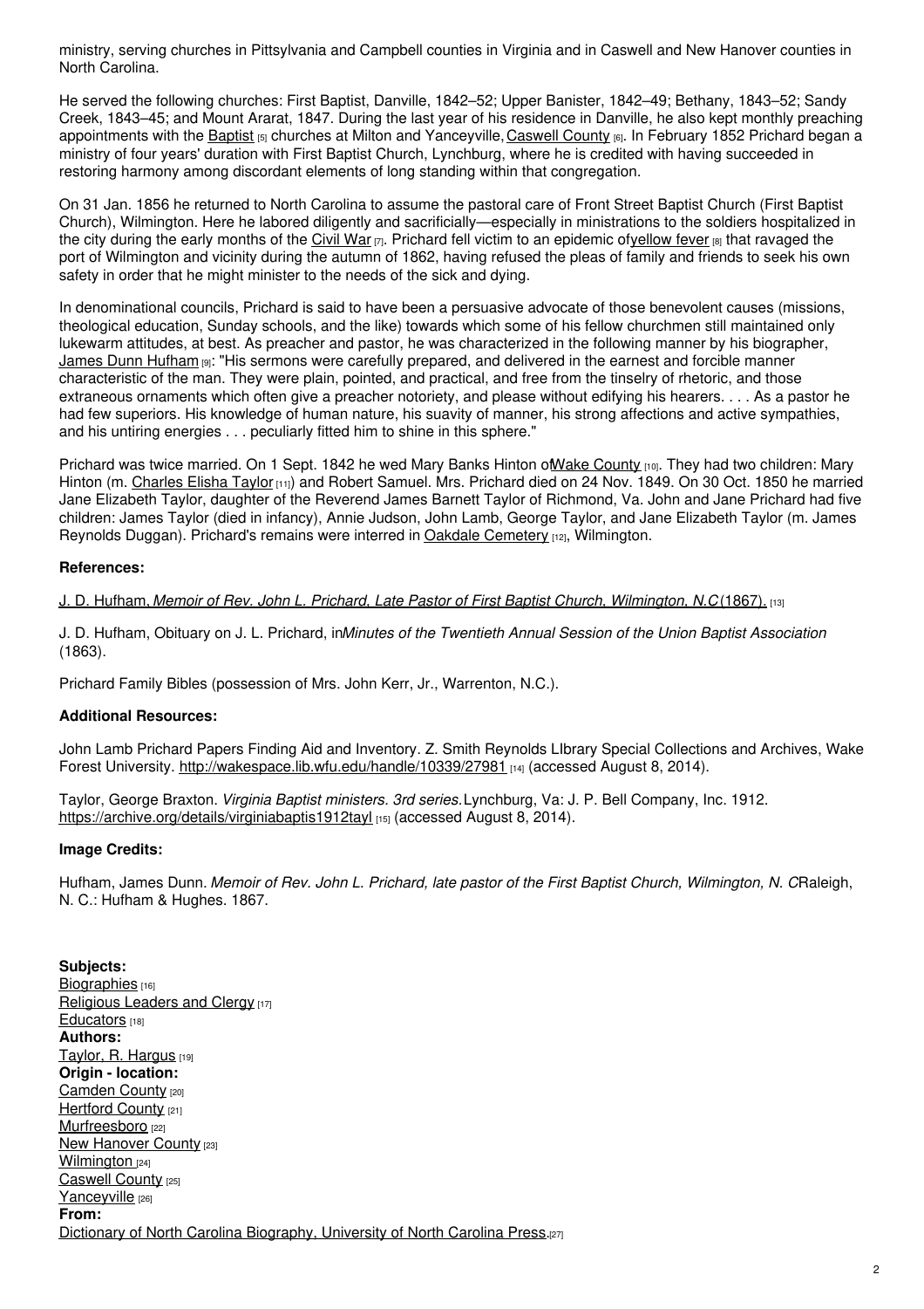ministry, serving churches in Pittsylvania and Campbell counties in Virginia and in Caswell and New Hanover counties in North Carolina.

He served the following churches: First Baptist, Danville, 1842–52; Upper Banister, 1842–49; Bethany, 1843–52; Sandy Creek, 1843–45; and Mount Ararat, 1847. During the last year of his residence in Danville, he also kept monthly preaching appointments with the Baptist [5] churches at Milton and Yanceyville, Caswell County [6]. In February 1852 Prichard began a ministry of four years' duration with First Baptist Church, Lynchburg, where he is credited with having succeeded in restoring harmony among discordant elements of long standing within that congregation.

On 31 Jan. 1856 he returned to North Carolina to assume the pastoral care of Front Street Baptist Church (First Baptist Church), Wilmington. Here he labored diligently and sacrificially—especially in ministrations to the soldiers hospitalized in the city during the early months of the Civil War [7]. Prichard fell victim to an epidemic of yellow fever [8] that ravaged the port of Wilmington and vicinity during the autumn of 1862, having refused the pleas of family and friends to seek his own safety in order that he might minister to the needs of the sick and dying.

In denominational councils, Prichard is said to have been a persuasive advocate of those benevolent causes (missions, theological education, Sunday schools, and the like) towards which some of his fellow churchmen still maintained only lukewarm attitudes, at best. As preacher and pastor, he was characterized in the following manner by his biographer, James Dunn Hufham [9]: "His sermons were carefully prepared, and delivered in the earnest and forcible manner characteristic of the man. They were plain, pointed, and practical, and free from the tinselry of rhetoric, and those extraneous ornaments which often give a preacher notoriety, and please without edifying his hearers. . . . As a pastor he had few superiors. His knowledge of human nature, his suavity of manner, his strong affections and active sympathies, and his untiring energies . . . peculiarly fitted him to shine in this sphere."

Prichard was twice married. On 1 Sept. 1842 he wed Mary Banks Hinton of Wake County [10]. They had two children: Mary Hinton (m. Charles Elisha Taylor [11]) and Robert Samuel. Mrs. Prichard died on 24 Nov. 1849. On 30 Oct. 1850 he married Jane Elizabeth Taylor, daughter of the Reverend James Barnett Taylor of Richmond, Va. John and Jane Prichard had five children: James Taylor (died in infancy), Annie Judson, John Lamb, George Taylor, and Jane Elizabeth Taylor (m. James Reynolds Duggan). Prichard's remains were interred in Oakdale Cemetery [12], Wilmington.

**References:**

J. D. Hufham, *Memoir of Rev. John L. Prichard, Late Pastor of First Baptist Church, Wilmington, N.C* (1867). [13]

J. D. Hufham, Obituary on J. L. Prichard, in *Minutes of the Twentieth Annual Session of the Union Baptist Association* (1863).

Prichard Family Bibles (possession of Mrs. John Kerr, Jr., Warrenton, N.C.).

**Additional Resources:**

John Lamb Prichard Papers Finding Aid and Inventory. Z. Smith Reynolds LIbrary Special Collections and Archives, Wake Forest University. http://wakespace.lib.wfu.edu/handle/10339/27981 [14] (accessed August 8, 2014).

Taylor, George Braxton. *Virginia Baptist ministers. 3rd series.* Lynchburg, Va: J. P. Bell Company, Inc. 1912. https://archive.org/details/virginiabaptis1912tayl [15] (accessed August 8, 2014).

**Image Credits:**

Hufham, James Dunn. *Memoir of Rev. John L. Prichard, late pastor of the First Baptist Church, Wilmington, N. C* Raleigh, N. C.: Hufham & Hughes. 1867.

**Subjects:**
Biographies [16]
Religious Leaders and Clergy [17]
Educators [18]
**Authors:**
Taylor, R. Hargus [19]
**Origin - location:**
Camden County [20]
Hertford County [21]
Murfreesboro [22]
New Hanover County [23]
Wilmington [24]
Caswell County [25]
Yanceyville [26]
**From:**
Dictionary of North Carolina Biography, University of North Carolina Press. [27]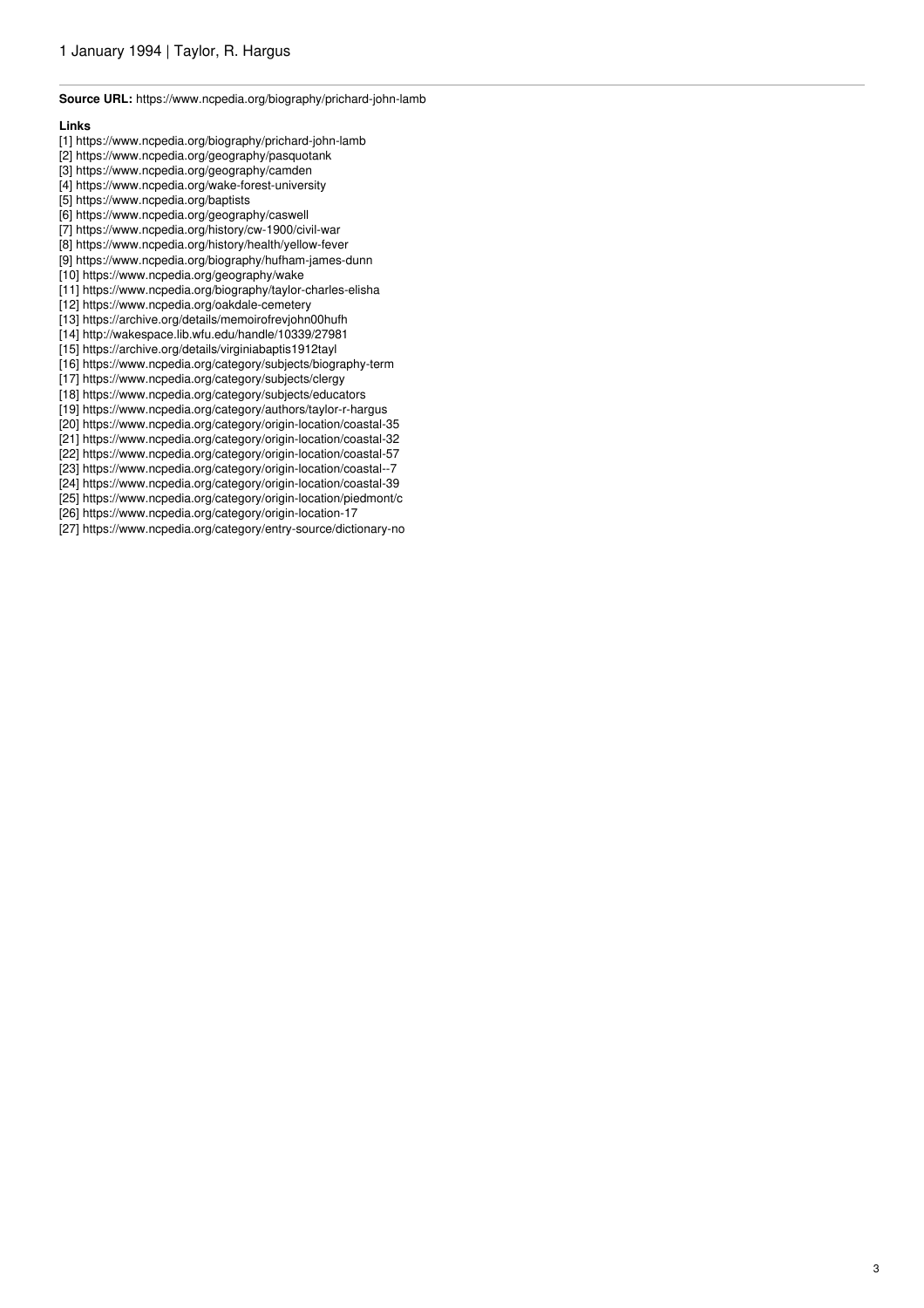1 January 1994 | Taylor, R. Hargus

**Source URL:** https://www.ncpedia.org/biography/prichard-john-lamb

**Links**

[1] https://www.ncpedia.org/biography/prichard-john-lamb
[2] https://www.ncpedia.org/geography/pasquotank
[3] https://www.ncpedia.org/geography/camden
[4] https://www.ncpedia.org/wake-forest-university
[5] https://www.ncpedia.org/baptists
[6] https://www.ncpedia.org/geography/caswell
[7] https://www.ncpedia.org/history/cw-1900/civil-war
[8] https://www.ncpedia.org/history/health/yellow-fever
[9] https://www.ncpedia.org/biography/hufham-james-dunn
[10] https://www.ncpedia.org/geography/wake
[11] https://www.ncpedia.org/biography/taylor-charles-elisha
[12] https://www.ncpedia.org/oakdale-cemetery
[13] https://archive.org/details/memoirofrevjohn00hufh
[14] http://wakespace.lib.wfu.edu/handle/10339/27981
[15] https://archive.org/details/virginiabaptis1912tayl
[16] https://www.ncpedia.org/category/subjects/biography-term
[17] https://www.ncpedia.org/category/subjects/clergy
[18] https://www.ncpedia.org/category/subjects/educators
[19] https://www.ncpedia.org/category/authors/taylor-r-hargus
[20] https://www.ncpedia.org/category/origin-location/coastal-35
[21] https://www.ncpedia.org/category/origin-location/coastal-32
[22] https://www.ncpedia.org/category/origin-location/coastal-57
[23] https://www.ncpedia.org/category/origin-location/coastal--7
[24] https://www.ncpedia.org/category/origin-location/coastal-39
[25] https://www.ncpedia.org/category/origin-location/piedmont/c
[26] https://www.ncpedia.org/category/origin-location-17
[27] https://www.ncpedia.org/category/entry-source/dictionary-no